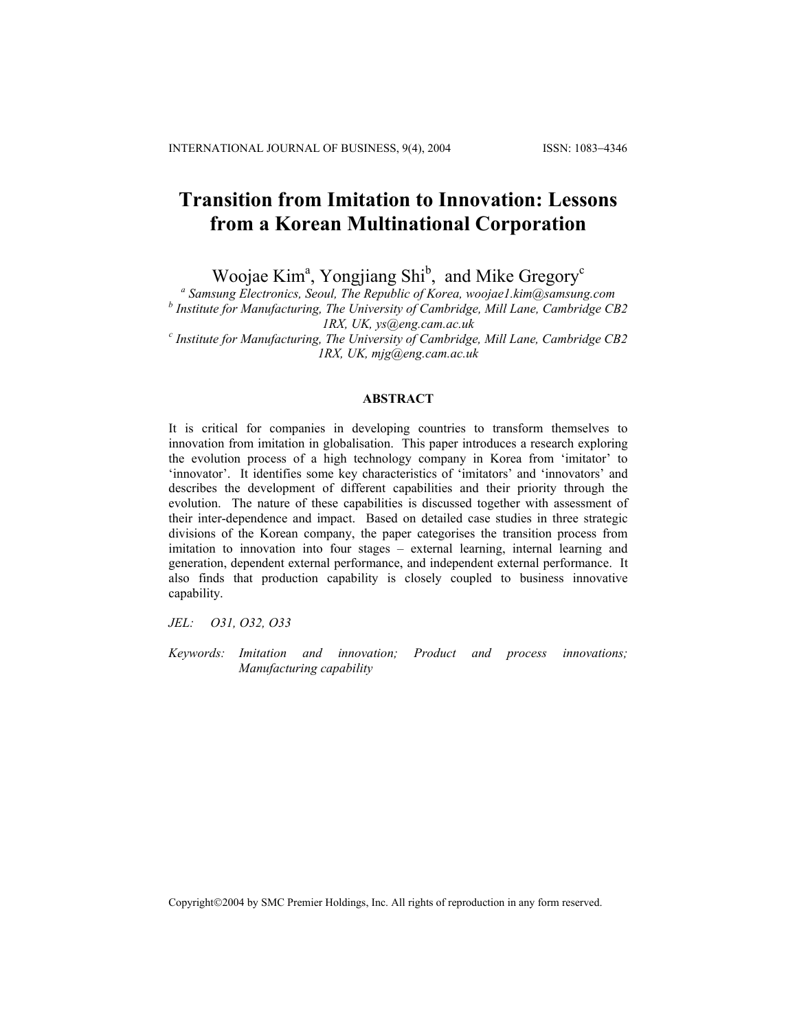# Transition from Imitation to Innovation: Lessons from a Korean Multinational Corporation

Woojae Kim[a], Yongjiang Shi[b], and Mike Gregory[c]

[a] *Samsung Electronics, Seoul, The Republic of Korea, woojae1.kim@samsung.com*
[b] *Institute for Manufacturing, The University of Cambridge, Mill Lane, Cambridge CB2 1RX, UK, ys@eng.cam.ac.uk*
[c] *Institute for Manufacturing, The University of Cambridge, Mill Lane, Cambridge CB2 1RX, UK, mjg@eng.cam.ac.uk*

## ABSTRACT

It is critical for companies in developing countries to transform themselves to innovation from imitation in globalisation. This paper introduces a research exploring the evolution process of a high technology company in Korea from 'imitator' to 'innovator'. It identifies some key characteristics of 'imitators' and 'innovators' and describes the development of different capabilities and their priority through the evolution. The nature of these capabilities is discussed together with assessment of their inter-dependence and impact. Based on detailed case studies in three strategic divisions of the Korean company, the paper categorises the transition process from imitation to innovation into four stages – external learning, internal learning and generation, dependent external performance, and independent external performance. It also finds that production capability is closely coupled to business innovative capability.

*JEL:* *O31, O32, O33*

*Keywords:* *Imitation and innovation; Product and process innovations; Manufacturing capability*

Copyright©2004 by SMC Premier Holdings, Inc. All rights of reproduction in any form reserved.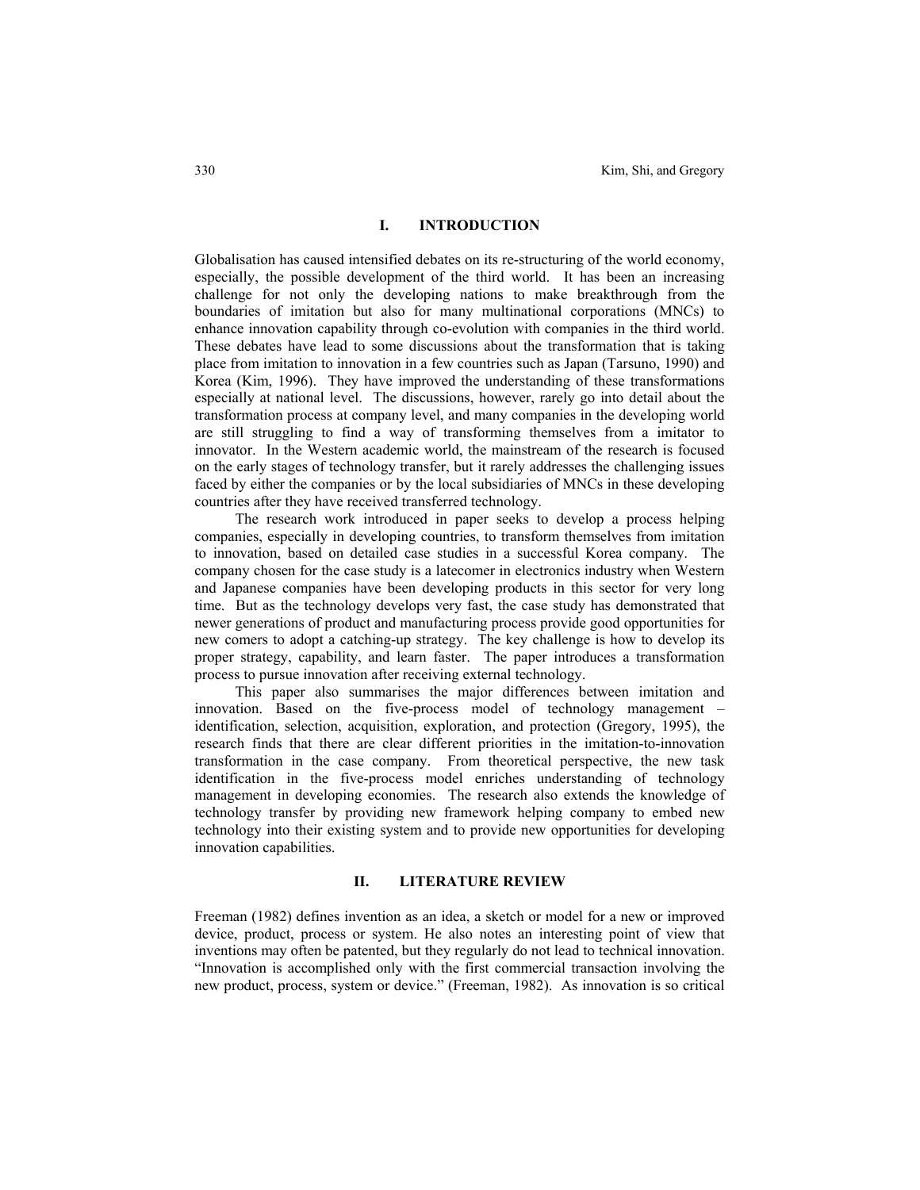## I. INTRODUCTION

Globalisation has caused intensified debates on its re-structuring of the world economy, especially, the possible development of the third world. It has been an increasing challenge for not only the developing nations to make breakthrough from the boundaries of imitation but also for many multinational corporations (MNCs) to enhance innovation capability through co-evolution with companies in the third world. These debates have lead to some discussions about the transformation that is taking place from imitation to innovation in a few countries such as Japan (Tarsuno, 1990) and Korea (Kim, 1996). They have improved the understanding of these transformations especially at national level. The discussions, however, rarely go into detail about the transformation process at company level, and many companies in the developing world are still struggling to find a way of transforming themselves from a imitator to innovator. In the Western academic world, the mainstream of the research is focused on the early stages of technology transfer, but it rarely addresses the challenging issues faced by either the companies or by the local subsidiaries of MNCs in these developing countries after they have received transferred technology.

The research work introduced in paper seeks to develop a process helping companies, especially in developing countries, to transform themselves from imitation to innovation, based on detailed case studies in a successful Korea company. The company chosen for the case study is a latecomer in electronics industry when Western and Japanese companies have been developing products in this sector for very long time. But as the technology develops very fast, the case study has demonstrated that newer generations of product and manufacturing process provide good opportunities for new comers to adopt a catching-up strategy. The key challenge is how to develop its proper strategy, capability, and learn faster. The paper introduces a transformation process to pursue innovation after receiving external technology.

This paper also summarises the major differences between imitation and innovation. Based on the five-process model of technology management – identification, selection, acquisition, exploration, and protection (Gregory, 1995), the research finds that there are clear different priorities in the imitation-to-innovation transformation in the case company. From theoretical perspective, the new task identification in the five-process model enriches understanding of technology management in developing economies. The research also extends the knowledge of technology transfer by providing new framework helping company to embed new technology into their existing system and to provide new opportunities for developing innovation capabilities.

## II. LITERATURE REVIEW

Freeman (1982) defines invention as an idea, a sketch or model for a new or improved device, product, process or system. He also notes an interesting point of view that inventions may often be patented, but they regularly do not lead to technical innovation. "Innovation is accomplished only with the first commercial transaction involving the new product, process, system or device." (Freeman, 1982). As innovation is so critical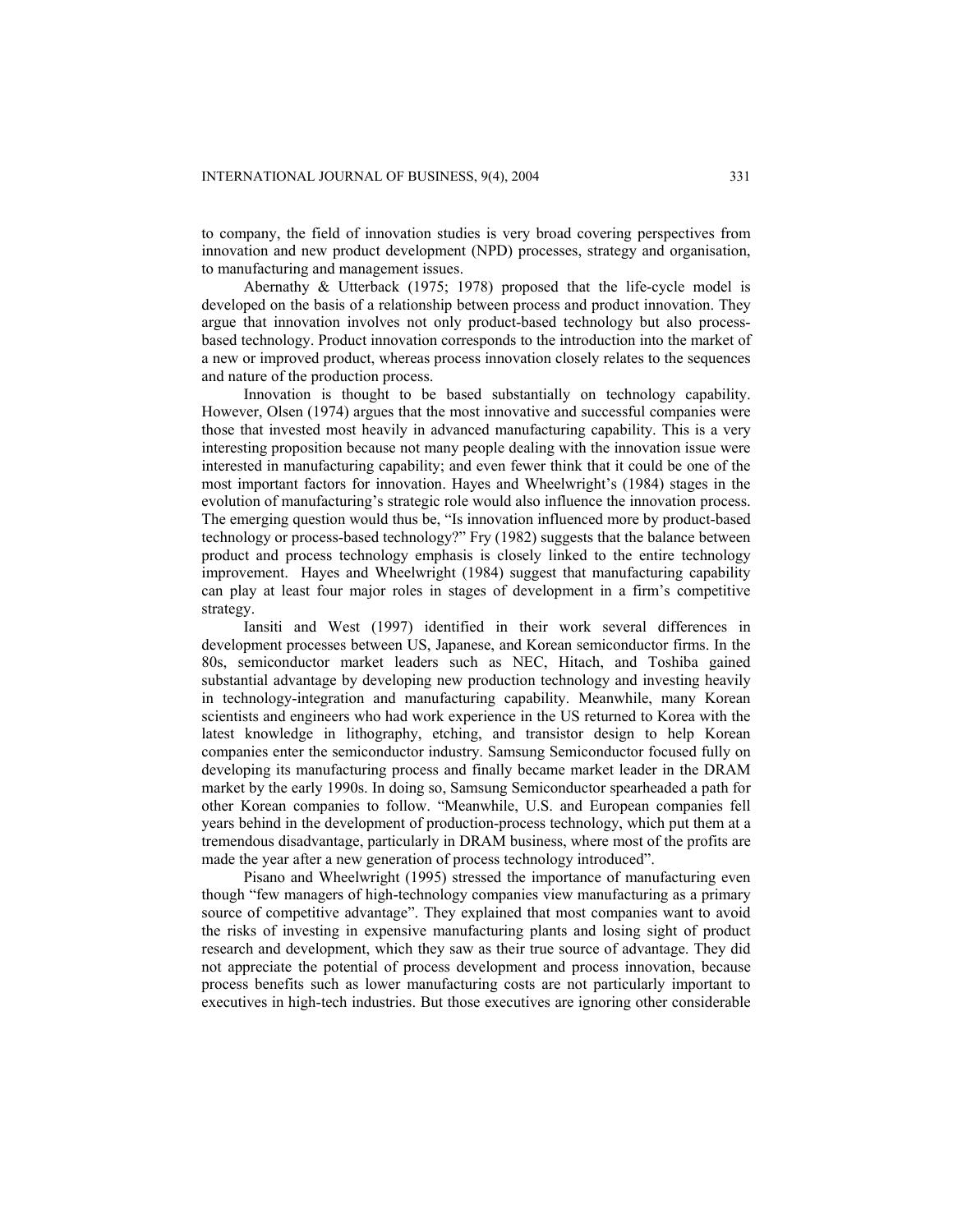to company, the field of innovation studies is very broad covering perspectives from innovation and new product development (NPD) processes, strategy and organisation, to manufacturing and management issues.

Abernathy & Utterback (1975; 1978) proposed that the life-cycle model is developed on the basis of a relationship between process and product innovation. They argue that innovation involves not only product-based technology but also process-based technology. Product innovation corresponds to the introduction into the market of a new or improved product, whereas process innovation closely relates to the sequences and nature of the production process.

Innovation is thought to be based substantially on technology capability. However, Olsen (1974) argues that the most innovative and successful companies were those that invested most heavily in advanced manufacturing capability. This is a very interesting proposition because not many people dealing with the innovation issue were interested in manufacturing capability; and even fewer think that it could be one of the most important factors for innovation. Hayes and Wheelwright's (1984) stages in the evolution of manufacturing's strategic role would also influence the innovation process. The emerging question would thus be, "Is innovation influenced more by product-based technology or process-based technology?" Fry (1982) suggests that the balance between product and process technology emphasis is closely linked to the entire technology improvement. Hayes and Wheelwright (1984) suggest that manufacturing capability can play at least four major roles in stages of development in a firm's competitive strategy.

Iansiti and West (1997) identified in their work several differences in development processes between US, Japanese, and Korean semiconductor firms. In the 80s, semiconductor market leaders such as NEC, Hitach, and Toshiba gained substantial advantage by developing new production technology and investing heavily in technology-integration and manufacturing capability. Meanwhile, many Korean scientists and engineers who had work experience in the US returned to Korea with the latest knowledge in lithography, etching, and transistor design to help Korean companies enter the semiconductor industry. Samsung Semiconductor focused fully on developing its manufacturing process and finally became market leader in the DRAM market by the early 1990s. In doing so, Samsung Semiconductor spearheaded a path for other Korean companies to follow. "Meanwhile, U.S. and European companies fell years behind in the development of production-process technology, which put them at a tremendous disadvantage, particularly in DRAM business, where most of the profits are made the year after a new generation of process technology introduced".

Pisano and Wheelwright (1995) stressed the importance of manufacturing even though "few managers of high-technology companies view manufacturing as a primary source of competitive advantage". They explained that most companies want to avoid the risks of investing in expensive manufacturing plants and losing sight of product research and development, which they saw as their true source of advantage. They did not appreciate the potential of process development and process innovation, because process benefits such as lower manufacturing costs are not particularly important to executives in high-tech industries. But those executives are ignoring other considerable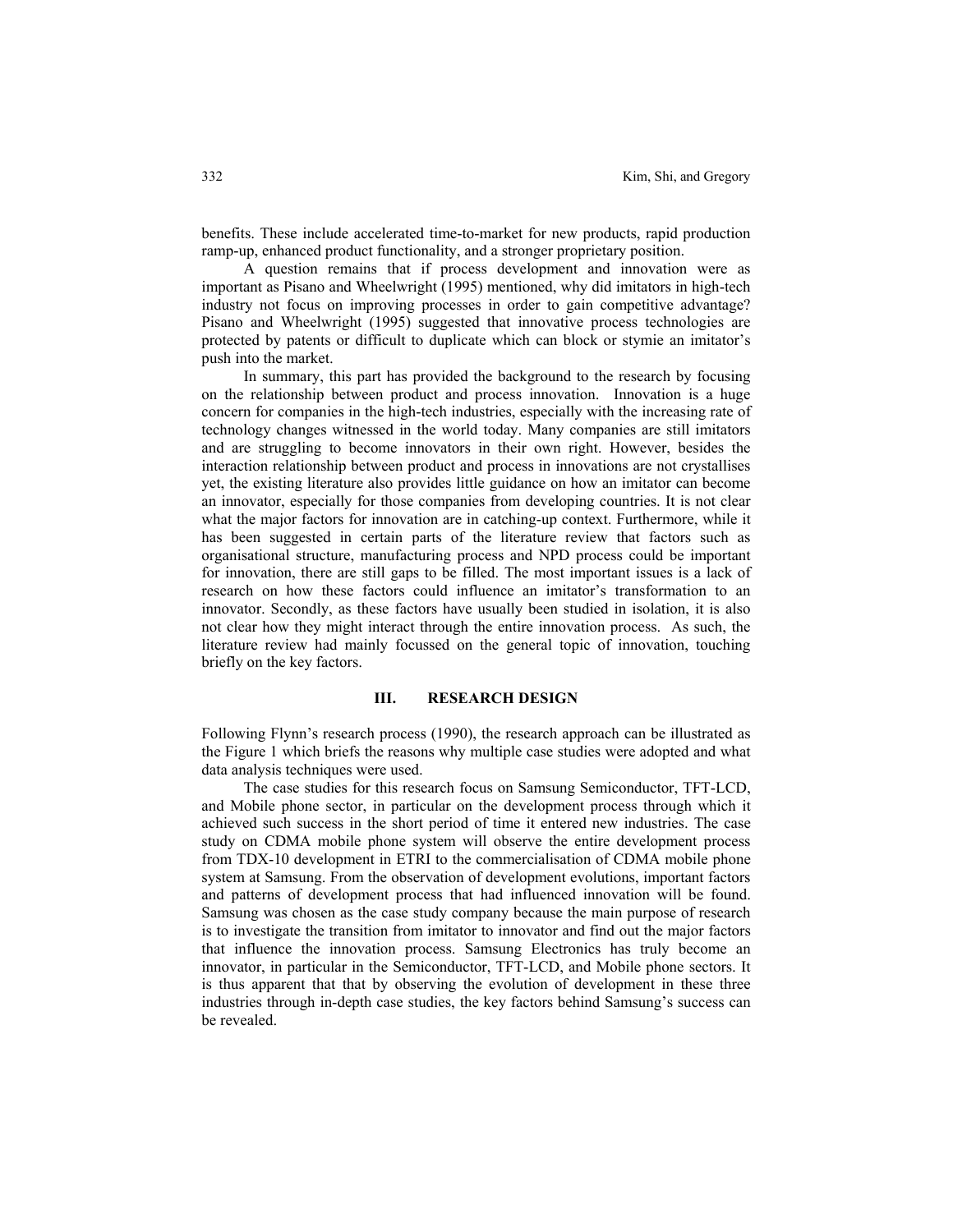benefits. These include accelerated time-to-market for new products, rapid production ramp-up, enhanced product functionality, and a stronger proprietary position.

A question remains that if process development and innovation were as important as Pisano and Wheelwright (1995) mentioned, why did imitators in high-tech industry not focus on improving processes in order to gain competitive advantage? Pisano and Wheelwright (1995) suggested that innovative process technologies are protected by patents or difficult to duplicate which can block or stymie an imitator's push into the market.

In summary, this part has provided the background to the research by focusing on the relationship between product and process innovation. Innovation is a huge concern for companies in the high-tech industries, especially with the increasing rate of technology changes witnessed in the world today. Many companies are still imitators and are struggling to become innovators in their own right. However, besides the interaction relationship between product and process in innovations are not crystallises yet, the existing literature also provides little guidance on how an imitator can become an innovator, especially for those companies from developing countries. It is not clear what the major factors for innovation are in catching-up context. Furthermore, while it has been suggested in certain parts of the literature review that factors such as organisational structure, manufacturing process and NPD process could be important for innovation, there are still gaps to be filled. The most important issues is a lack of research on how these factors could influence an imitator's transformation to an innovator. Secondly, as these factors have usually been studied in isolation, it is also not clear how they might interact through the entire innovation process. As such, the literature review had mainly focussed on the general topic of innovation, touching briefly on the key factors.

## III. RESEARCH DESIGN

Following Flynn's research process (1990), the research approach can be illustrated as the Figure 1 which briefs the reasons why multiple case studies were adopted and what data analysis techniques were used.

The case studies for this research focus on Samsung Semiconductor, TFT-LCD, and Mobile phone sector, in particular on the development process through which it achieved such success in the short period of time it entered new industries. The case study on CDMA mobile phone system will observe the entire development process from TDX-10 development in ETRI to the commercialisation of CDMA mobile phone system at Samsung. From the observation of development evolutions, important factors and patterns of development process that had influenced innovation will be found. Samsung was chosen as the case study company because the main purpose of research is to investigate the transition from imitator to innovator and find out the major factors that influence the innovation process. Samsung Electronics has truly become an innovator, in particular in the Semiconductor, TFT-LCD, and Mobile phone sectors. It is thus apparent that that by observing the evolution of development in these three industries through in-depth case studies, the key factors behind Samsung's success can be revealed.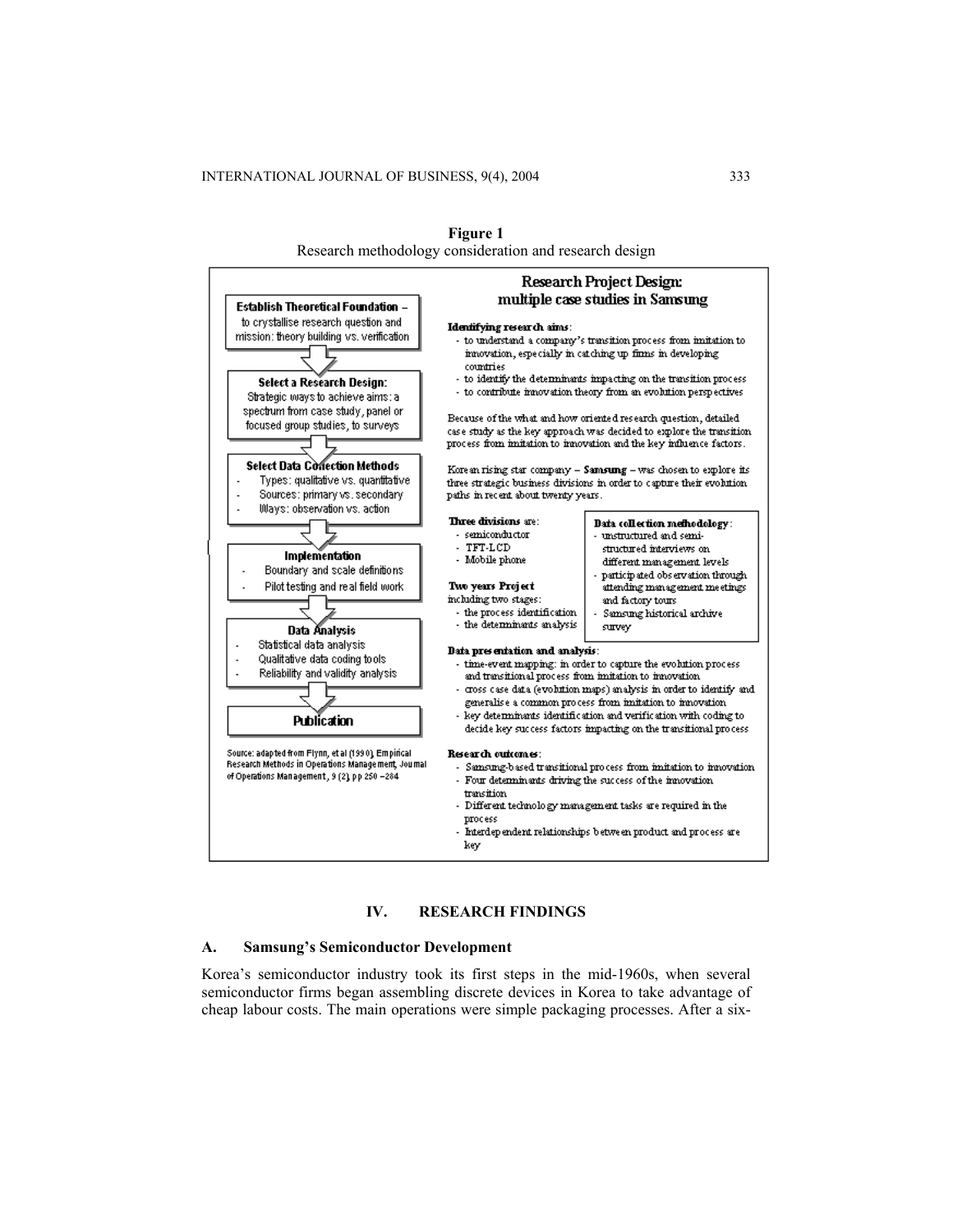**Figure 1**
Research methodology consideration and research design

**Establish Theoretical Foundation –** to crystallise research question and mission: theory building vs. verification

**Select a Research Design:** Strategic ways to achieve aims: a spectrum from case study, panel or focused group studies, to surveys

**Select Data Collection Methods**
- Types: qualitative vs. quantitative
- Sources: primary vs. secondary
- Ways: observation vs. action

**Implementation**
- Boundary and scale definitions
- Pilot testing and real field work

**Data Analysis**
- Statistical data analysis
- Qualitative data coding tools
- Reliability and validity analysis

**Publication**

Source: adapted from Flynn, et al (1990), Empirical Research Methods in Operations Management, Journal of Operations Management, 9 (2), pp 250 –284

**Research Project Design: multiple case studies in Samsung**

**Identifying research aims:**
- to understand a company's transition process from imitation to innovation, especially in catching up firms in developing countries
- to identify the determinants impacting on the transition process
- to contribute innovation theory from an evolution perspectives

Because of the what and how oriented research question, detailed case study as the key approach was decided to explore the transition process from imitation to innovation and the key influence factors.

Korean rising star company – **Samsung** – was chosen to explore its three strategic business divisions in order to capture their evolution paths in recent about twenty years.

**Three divisions** are:
- semiconductor
- TFT-LCD
- Mobile phone

**Two years Project** including two stages:
- the process identification
- the determinants analysis

**Data collection methodology:**
- unstructured and semi-structured interviews on different management levels
- participated observation through attending management meetings and factory tours
- Samsung historical archive survey

**Data presentation and analysis:**
- time-event mapping: in order to capture the evolution process and transitional process from imitation to innovation
- cross case data (evolution maps) analysis in order to identify and generalise a common process from imitation to innovation
- key determinants identification and verification with coding to decide key success factors impacting on the transitional process

**Research outcomes:**
- Samsung-based transitional process from imitation to innovation
- Four determinants driving the success of the innovation transition
- Different technology management tasks are required in the process
- Interdependent relationships between product and process are key

## IV. RESEARCH FINDINGS

### A. Samsung's Semiconductor Development

Korea's semiconductor industry took its first steps in the mid-1960s, when several semiconductor firms began assembling discrete devices in Korea to take advantage of cheap labour costs. The main operations were simple packaging processes. After a six-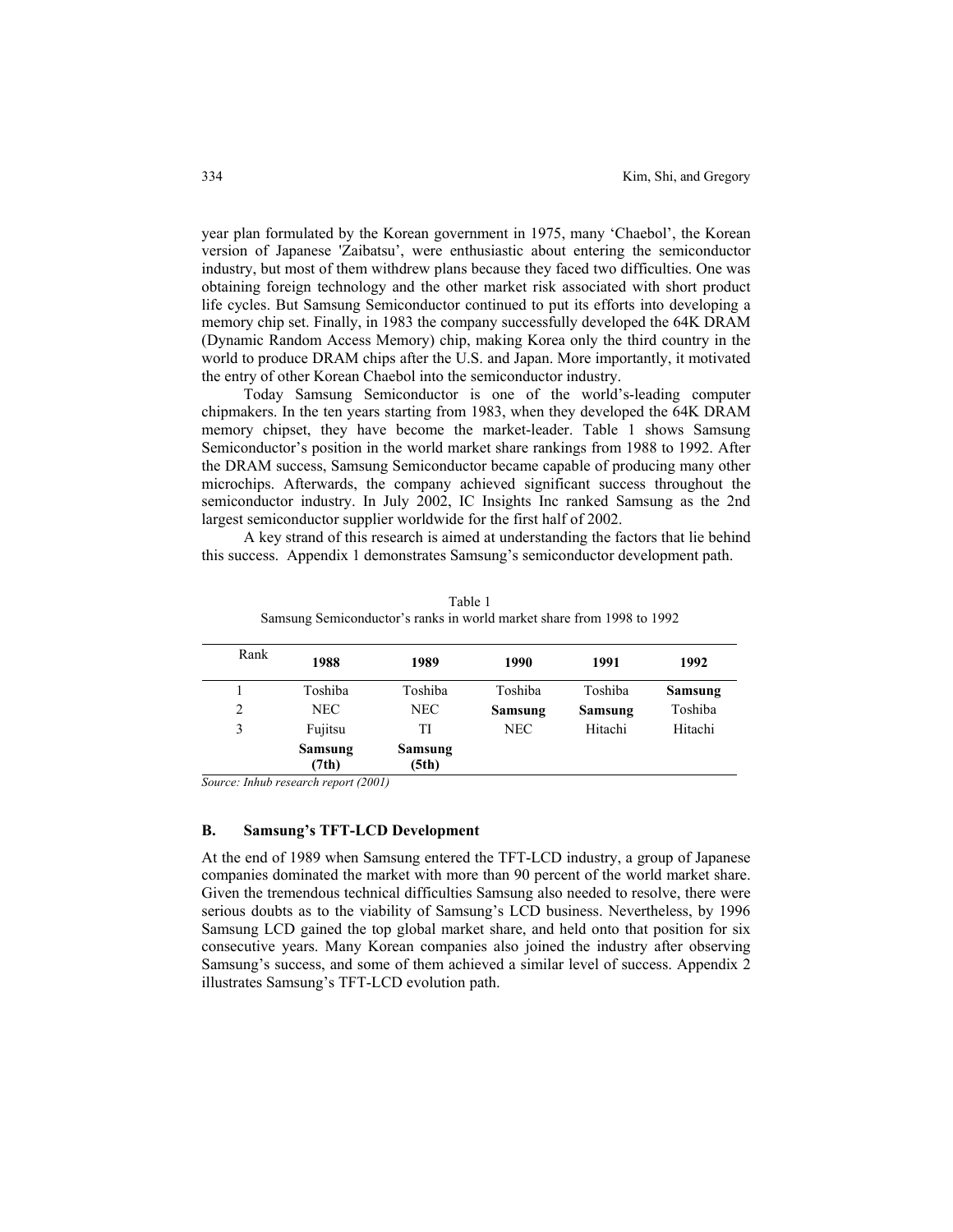year plan formulated by the Korean government in 1975, many 'Chaebol', the Korean version of Japanese 'Zaibatsu', were enthusiastic about entering the semiconductor industry, but most of them withdrew plans because they faced two difficulties. One was obtaining foreign technology and the other market risk associated with short product life cycles. But Samsung Semiconductor continued to put its efforts into developing a memory chip set. Finally, in 1983 the company successfully developed the 64K DRAM (Dynamic Random Access Memory) chip, making Korea only the third country in the world to produce DRAM chips after the U.S. and Japan. More importantly, it motivated the entry of other Korean Chaebol into the semiconductor industry.

Today Samsung Semiconductor is one of the world's-leading computer chipmakers. In the ten years starting from 1983, when they developed the 64K DRAM memory chipset, they have become the market-leader. Table 1 shows Samsung Semiconductor's position in the world market share rankings from 1988 to 1992. After the DRAM success, Samsung Semiconductor became capable of producing many other microchips. Afterwards, the company achieved significant success throughout the semiconductor industry. In July 2002, IC Insights Inc ranked Samsung as the 2nd largest semiconductor supplier worldwide for the first half of 2002.

A key strand of this research is aimed at understanding the factors that lie behind this success. Appendix 1 demonstrates Samsung's semiconductor development path.

Table 1
Samsung Semiconductor's ranks in world market share from 1998 to 1992

| Rank | 1988 | 1989 | 1990 | 1991 | 1992 |
|---|---|---|---|---|---|
| 1 | Toshiba | Toshiba | Toshiba | Toshiba | **Samsung** |
| 2 | NEC | NEC | **Samsung** | **Samsung** | Toshiba |
| 3 | Fujitsu | TI | NEC | Hitachi | Hitachi |
| | **Samsung (7th)** | **Samsung (5th)** | | | |

*Source: Inhub research report (2001)*

## B. Samsung's TFT-LCD Development

At the end of 1989 when Samsung entered the TFT-LCD industry, a group of Japanese companies dominated the market with more than 90 percent of the world market share. Given the tremendous technical difficulties Samsung also needed to resolve, there were serious doubts as to the viability of Samsung's LCD business. Nevertheless, by 1996 Samsung LCD gained the top global market share, and held onto that position for six consecutive years. Many Korean companies also joined the industry after observing Samsung's success, and some of them achieved a similar level of success. Appendix 2 illustrates Samsung's TFT-LCD evolution path.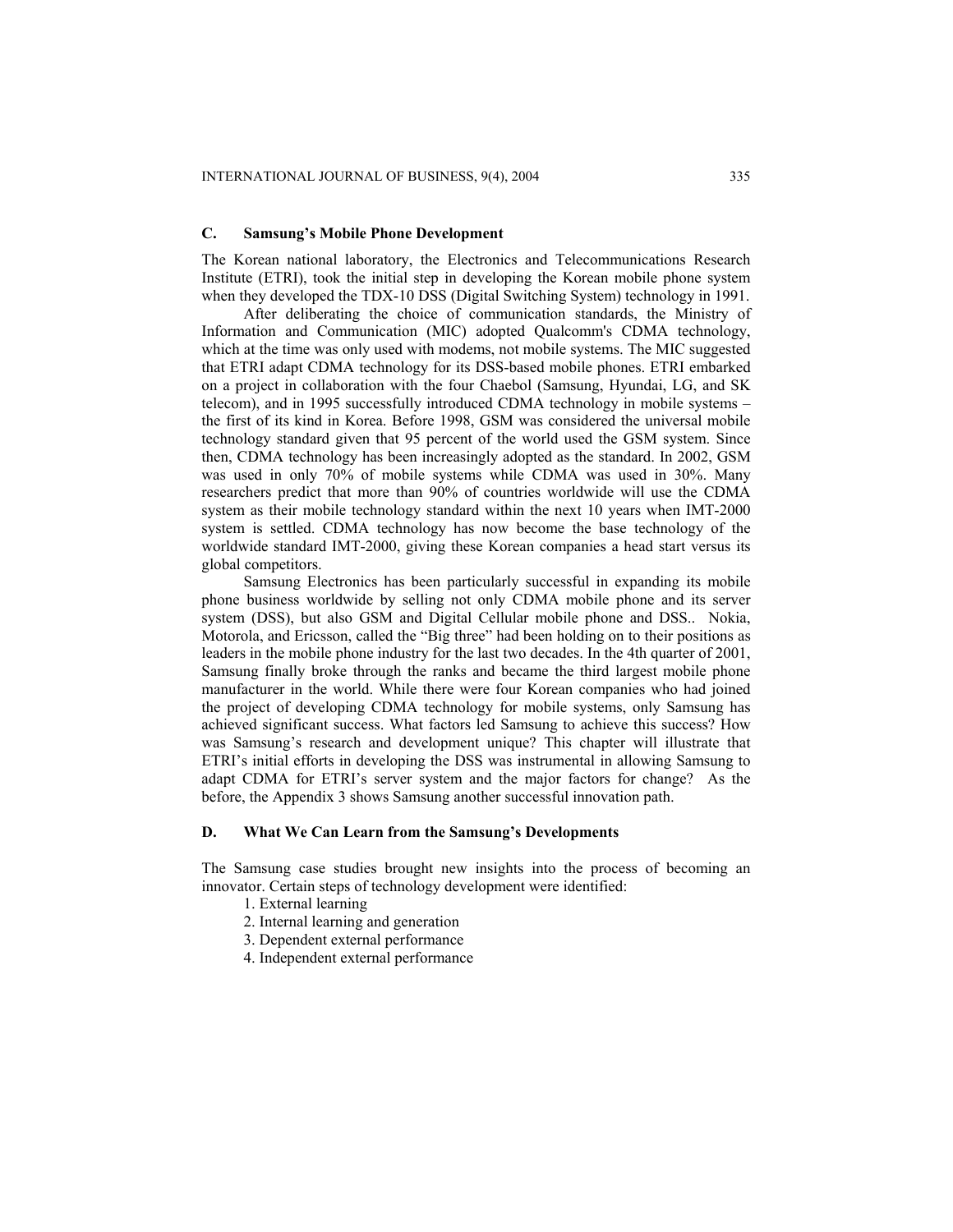### C. Samsung's Mobile Phone Development

The Korean national laboratory, the Electronics and Telecommunications Research Institute (ETRI), took the initial step in developing the Korean mobile phone system when they developed the TDX-10 DSS (Digital Switching System) technology in 1991.

After deliberating the choice of communication standards, the Ministry of Information and Communication (MIC) adopted Qualcomm's CDMA technology, which at the time was only used with modems, not mobile systems. The MIC suggested that ETRI adapt CDMA technology for its DSS-based mobile phones. ETRI embarked on a project in collaboration with the four Chaebol (Samsung, Hyundai, LG, and SK telecom), and in 1995 successfully introduced CDMA technology in mobile systems – the first of its kind in Korea. Before 1998, GSM was considered the universal mobile technology standard given that 95 percent of the world used the GSM system. Since then, CDMA technology has been increasingly adopted as the standard. In 2002, GSM was used in only 70% of mobile systems while CDMA was used in 30%. Many researchers predict that more than 90% of countries worldwide will use the CDMA system as their mobile technology standard within the next 10 years when IMT-2000 system is settled. CDMA technology has now become the base technology of the worldwide standard IMT-2000, giving these Korean companies a head start versus its global competitors.

Samsung Electronics has been particularly successful in expanding its mobile phone business worldwide by selling not only CDMA mobile phone and its server system (DSS), but also GSM and Digital Cellular mobile phone and DSS.. Nokia, Motorola, and Ericsson, called the "Big three" had been holding on to their positions as leaders in the mobile phone industry for the last two decades. In the 4th quarter of 2001, Samsung finally broke through the ranks and became the third largest mobile phone manufacturer in the world. While there were four Korean companies who had joined the project of developing CDMA technology for mobile systems, only Samsung has achieved significant success. What factors led Samsung to achieve this success? How was Samsung's research and development unique? This chapter will illustrate that ETRI's initial efforts in developing the DSS was instrumental in allowing Samsung to adapt CDMA for ETRI's server system and the major factors for change? As the before, the Appendix 3 shows Samsung another successful innovation path.

### D. What We Can Learn from the Samsung's Developments

The Samsung case studies brought new insights into the process of becoming an innovator. Certain steps of technology development were identified:

1. External learning
2. Internal learning and generation
3. Dependent external performance
4. Independent external performance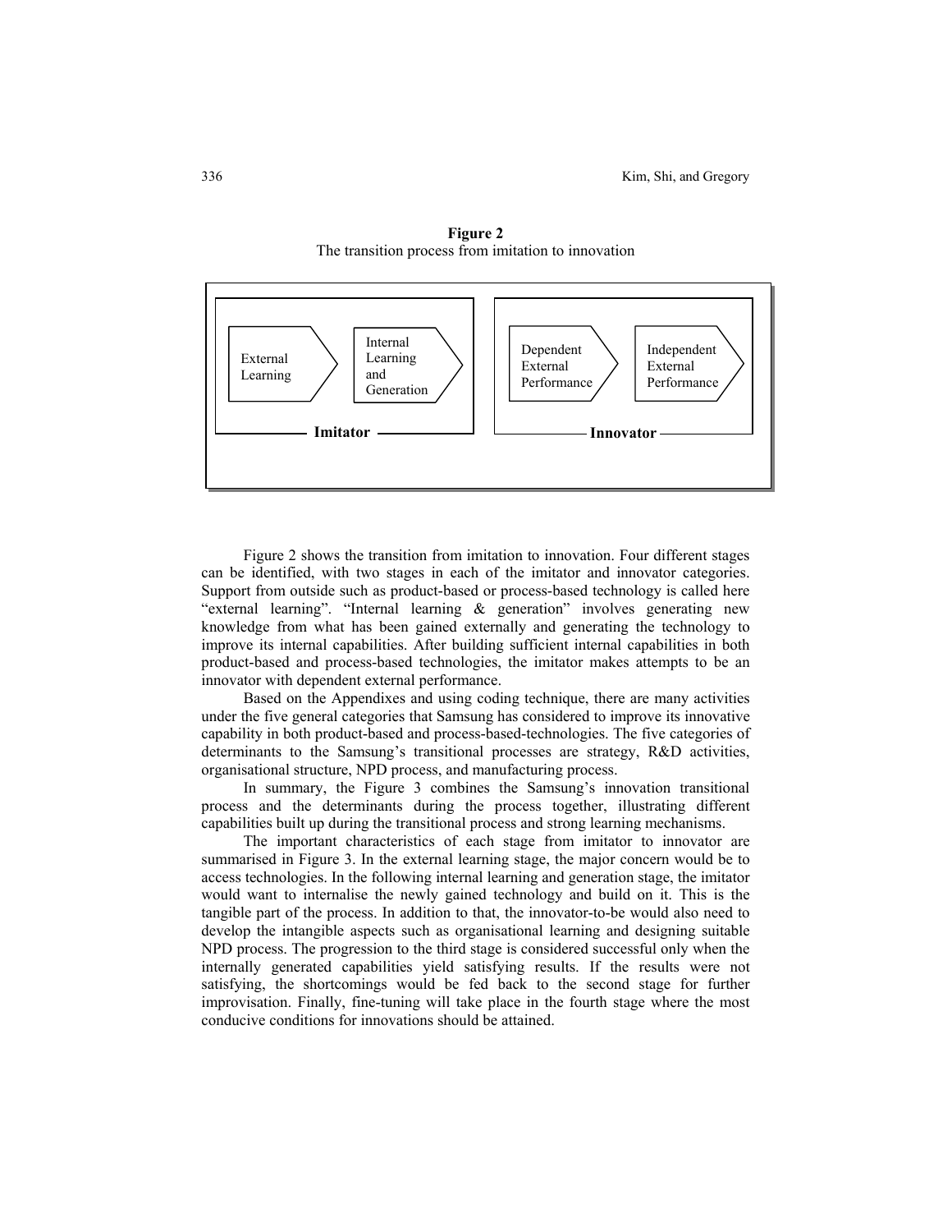**Figure 2**
The transition process from imitation to innovation

External Learning → Internal Learning and Generation → Dependent External Performance → Independent External Performance

Imitator | Innovator

Figure 2 shows the transition from imitation to innovation. Four different stages can be identified, with two stages in each of the imitator and innovator categories. Support from outside such as product-based or process-based technology is called here "external learning". "Internal learning & generation" involves generating new knowledge from what has been gained externally and generating the technology to improve its internal capabilities. After building sufficient internal capabilities in both product-based and process-based technologies, the imitator makes attempts to be an innovator with dependent external performance.

Based on the Appendixes and using coding technique, there are many activities under the five general categories that Samsung has considered to improve its innovative capability in both product-based and process-based-technologies. The five categories of determinants to the Samsung's transitional processes are strategy, R&D activities, organisational structure, NPD process, and manufacturing process.

In summary, the Figure 3 combines the Samsung's innovation transitional process and the determinants during the process together, illustrating different capabilities built up during the transitional process and strong learning mechanisms.

The important characteristics of each stage from imitator to innovator are summarised in Figure 3. In the external learning stage, the major concern would be to access technologies. In the following internal learning and generation stage, the imitator would want to internalise the newly gained technology and build on it. This is the tangible part of the process. In addition to that, the innovator-to-be would also need to develop the intangible aspects such as organisational learning and designing suitable NPD process. The progression to the third stage is considered successful only when the internally generated capabilities yield satisfying results. If the results were not satisfying, the shortcomings would be fed back to the second stage for further improvisation. Finally, fine-tuning will take place in the fourth stage where the most conducive conditions for innovations should be attained.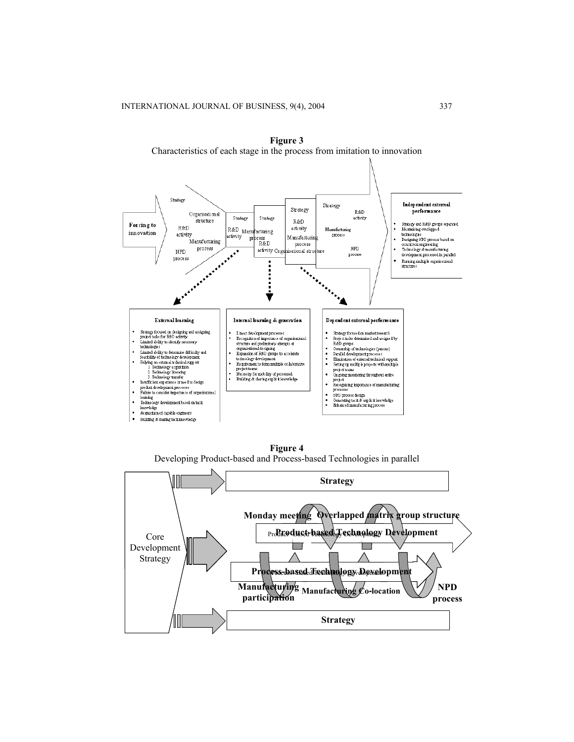**Figure 3**
Characteristics of each stage in the process from imitation to innovation

Forcing to innovation

Strategy
Organisational structure
R&D activity
Manufacturing process
NPD process

Strategy
R&D activity

Strategy
Manufacturing process
R&D activity

Strategy
R&D activity
Manufacturing process
Organisational structure

Strategy
R&D activity
Manufacturing process
NPD process

**Independent external performance**

- Strategy and R&D groups separated
- Maximising overlapped technologies
- Designing NPD process based on concurrent engineering
- Technology & manufacturing development processed in parallel
- Running multiple organisational structures

**External learning**

- Strategy focused on designing and assigning project tasks for R&D activity
- Limited ability to identify necessary technologies
- Limited ability to determine difficulty and feasibility of technology development
- Relying on external technical support
  1. Technology acquisition
  2. Technology licensing
  3. Technology transfer
- Insufficient experience or need to design product development processes
- Failure to consider importance of organisational learning
- Technology development based on tacit knowledge
- Acquisition of capable engineers
- Building & sharing tacit knowledge

**Internal learning & generation**

- Linear development processes
- Recognition of importance of organisational structure and preliminary attempts at organisational designing
- Expansion of R&D groups to accelerate technology development
- Requirement to form multiple collaborative project teams
- Necessity for mobility of personnel
- Building & sharing explicit knowledge

**Dependent external performance**

- Strategy focused on market research
- Project tasks determined and assigned by R&D groups
- Ownership of technologies (patents)
- Parallel development processes
- Elimination of external technical support
- Setting up multiple projects with multiple project teams
- Ongoing monitoring throughout entire project
- Recognising importance of manufacturing processes
- NPD process design
- Generating tacit & explicit knowledge
- Enhanced manufacturing process

**Figure 4**
Developing Product-based and Process-based Technologies in parallel

Core Development Strategy

Strategy

Monday meeting

Overlapped matrix group structure

Product-based Technology Development

Process-based Technology Development

Manufacturing participation

Manufacturing Co-location

NPD process

Strategy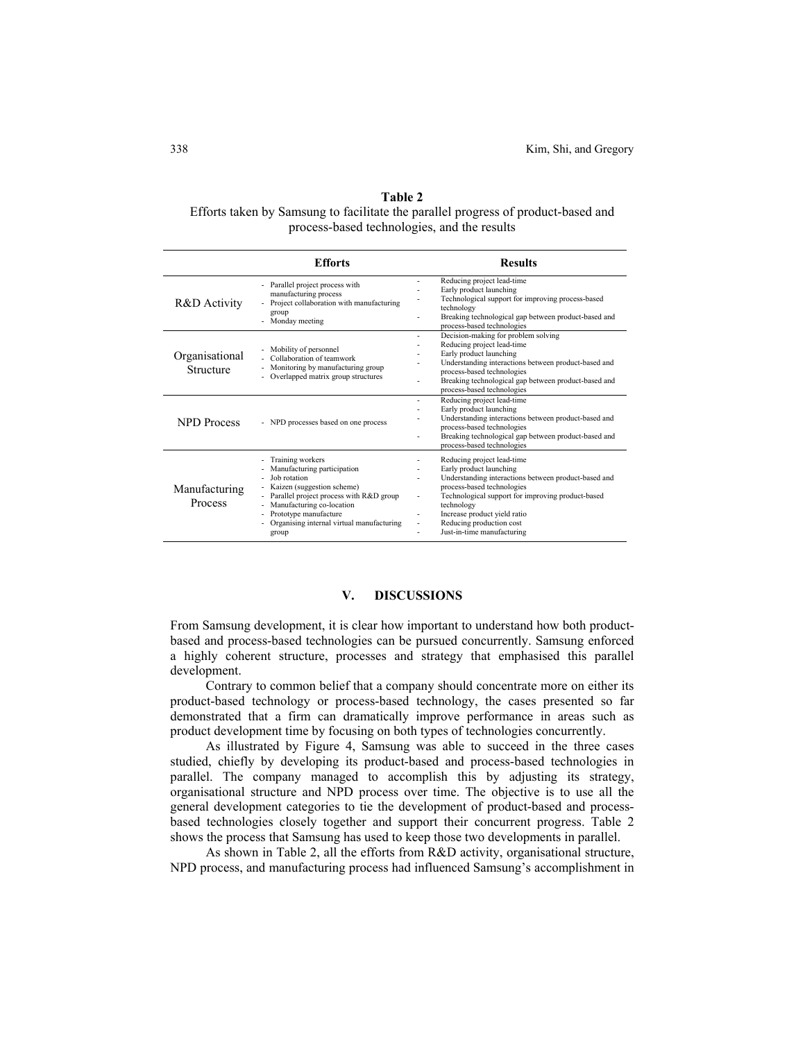**Table 2**
Efforts taken by Samsung to facilitate the parallel progress of product-based and process-based technologies, and the results

| | Efforts | Results |
|---|---|---|
| R&D Activity | - Parallel project process with manufacturing process<br>- Project collaboration with manufacturing group<br>- Monday meeting | - Reducing project lead-time<br>- Early product launching<br>- Technological support for improving process-based technology<br>- Breaking technological gap between product-based and process-based technologies |
| Organisational Structure | - Mobility of personnel<br>- Collaboration of teamwork<br>- Monitoring by manufacturing group<br>- Overlapped matrix group structures | - Decision-making for problem solving<br>- Reducing project lead-time<br>- Early product launching<br>- Understanding interactions between product-based and process-based technologies<br>- Breaking technological gap between product-based and process-based technologies |
| NPD Process | - NPD processes based on one process | - Reducing project lead-time<br>- Early product launching<br>- Understanding interactions between product-based and process-based technologies<br>- Breaking technological gap between product-based and process-based technologies |
| Manufacturing Process | - Training workers<br>- Manufacturing participation<br>- Job rotation<br>- Kaizen (suggestion scheme)<br>- Parallel project process with R&D group<br>- Manufacturing co-location<br>- Prototype manufacture<br>- Organising internal virtual manufacturing group | - Reducing project lead-time<br>- Early product launching<br>- Understanding interactions between product-based and process-based technologies<br>- Technological support for improving product-based technology<br>- Increase product yield ratio<br>- Reducing production cost<br>- Just-in-time manufacturing |

## V. DISCUSSIONS

From Samsung development, it is clear how important to understand how both product-based and process-based technologies can be pursued concurrently. Samsung enforced a highly coherent structure, processes and strategy that emphasised this parallel development.

Contrary to common belief that a company should concentrate more on either its product-based technology or process-based technology, the cases presented so far demonstrated that a firm can dramatically improve performance in areas such as product development time by focusing on both types of technologies concurrently.

As illustrated by Figure 4, Samsung was able to succeed in the three cases studied, chiefly by developing its product-based and process-based technologies in parallel. The company managed to accomplish this by adjusting its strategy, organisational structure and NPD process over time. The objective is to use all the general development categories to tie the development of product-based and process-based technologies closely together and support their concurrent progress. Table 2 shows the process that Samsung has used to keep those two developments in parallel.

As shown in Table 2, all the efforts from R&D activity, organisational structure, NPD process, and manufacturing process had influenced Samsung's accomplishment in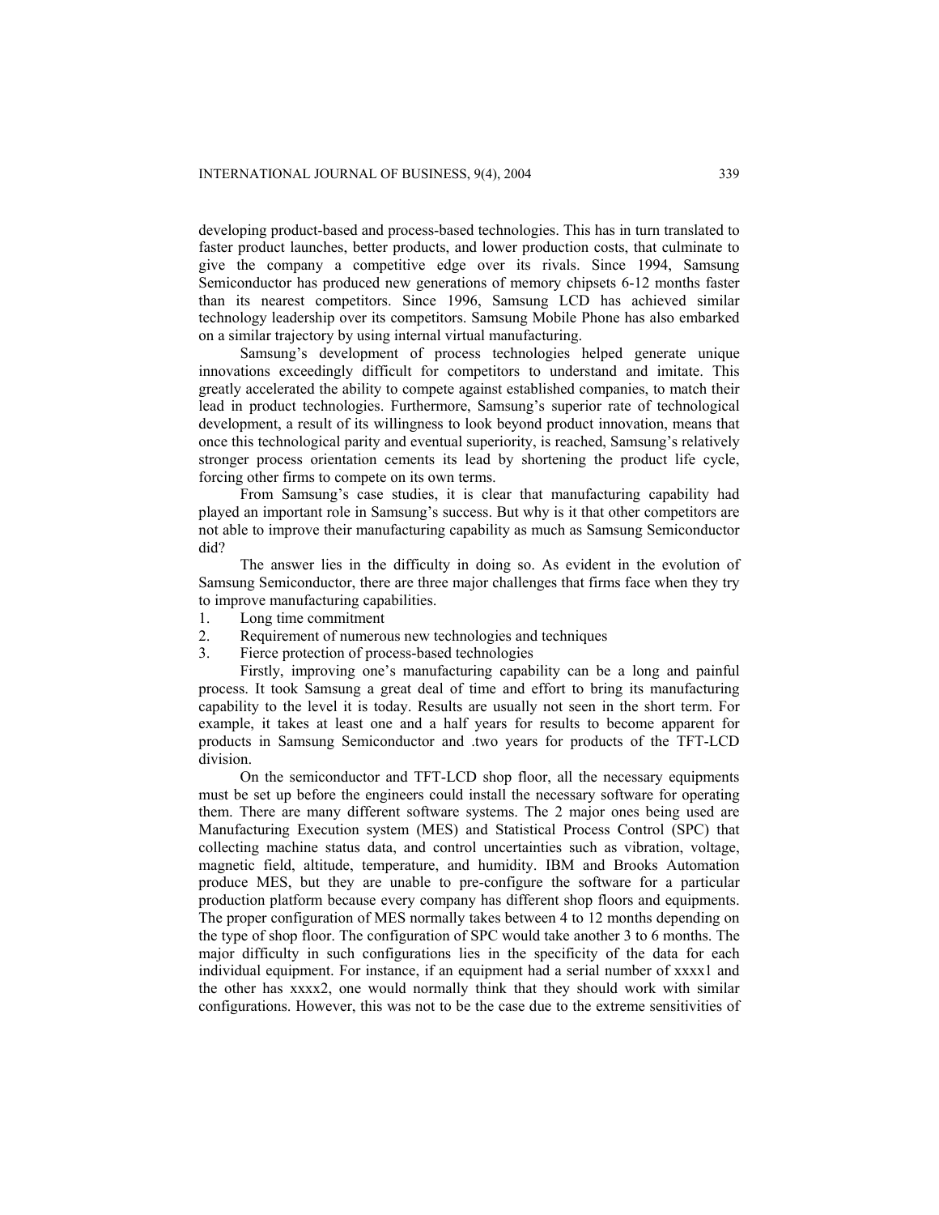developing product-based and process-based technologies. This has in turn translated to faster product launches, better products, and lower production costs, that culminate to give the company a competitive edge over its rivals. Since 1994, Samsung Semiconductor has produced new generations of memory chipsets 6-12 months faster than its nearest competitors. Since 1996, Samsung LCD has achieved similar technology leadership over its competitors. Samsung Mobile Phone has also embarked on a similar trajectory by using internal virtual manufacturing.

Samsung's development of process technologies helped generate unique innovations exceedingly difficult for competitors to understand and imitate. This greatly accelerated the ability to compete against established companies, to match their lead in product technologies. Furthermore, Samsung's superior rate of technological development, a result of its willingness to look beyond product innovation, means that once this technological parity and eventual superiority, is reached, Samsung's relatively stronger process orientation cements its lead by shortening the product life cycle, forcing other firms to compete on its own terms.

From Samsung's case studies, it is clear that manufacturing capability had played an important role in Samsung's success. But why is it that other competitors are not able to improve their manufacturing capability as much as Samsung Semiconductor did?

The answer lies in the difficulty in doing so. As evident in the evolution of Samsung Semiconductor, there are three major challenges that firms face when they try to improve manufacturing capabilities.

1. Long time commitment
2. Requirement of numerous new technologies and techniques
3. Fierce protection of process-based technologies

Firstly, improving one's manufacturing capability can be a long and painful process. It took Samsung a great deal of time and effort to bring its manufacturing capability to the level it is today. Results are usually not seen in the short term. For example, it takes at least one and a half years for results to become apparent for products in Samsung Semiconductor and .two years for products of the TFT-LCD division.

On the semiconductor and TFT-LCD shop floor, all the necessary equipments must be set up before the engineers could install the necessary software for operating them. There are many different software systems. The 2 major ones being used are Manufacturing Execution system (MES) and Statistical Process Control (SPC) that collecting machine status data, and control uncertainties such as vibration, voltage, magnetic field, altitude, temperature, and humidity. IBM and Brooks Automation produce MES, but they are unable to pre-configure the software for a particular production platform because every company has different shop floors and equipments. The proper configuration of MES normally takes between 4 to 12 months depending on the type of shop floor. The configuration of SPC would take another 3 to 6 months. The major difficulty in such configurations lies in the specificity of the data for each individual equipment. For instance, if an equipment had a serial number of xxxx1 and the other has xxxx2, one would normally think that they should work with similar configurations. However, this was not to be the case due to the extreme sensitivities of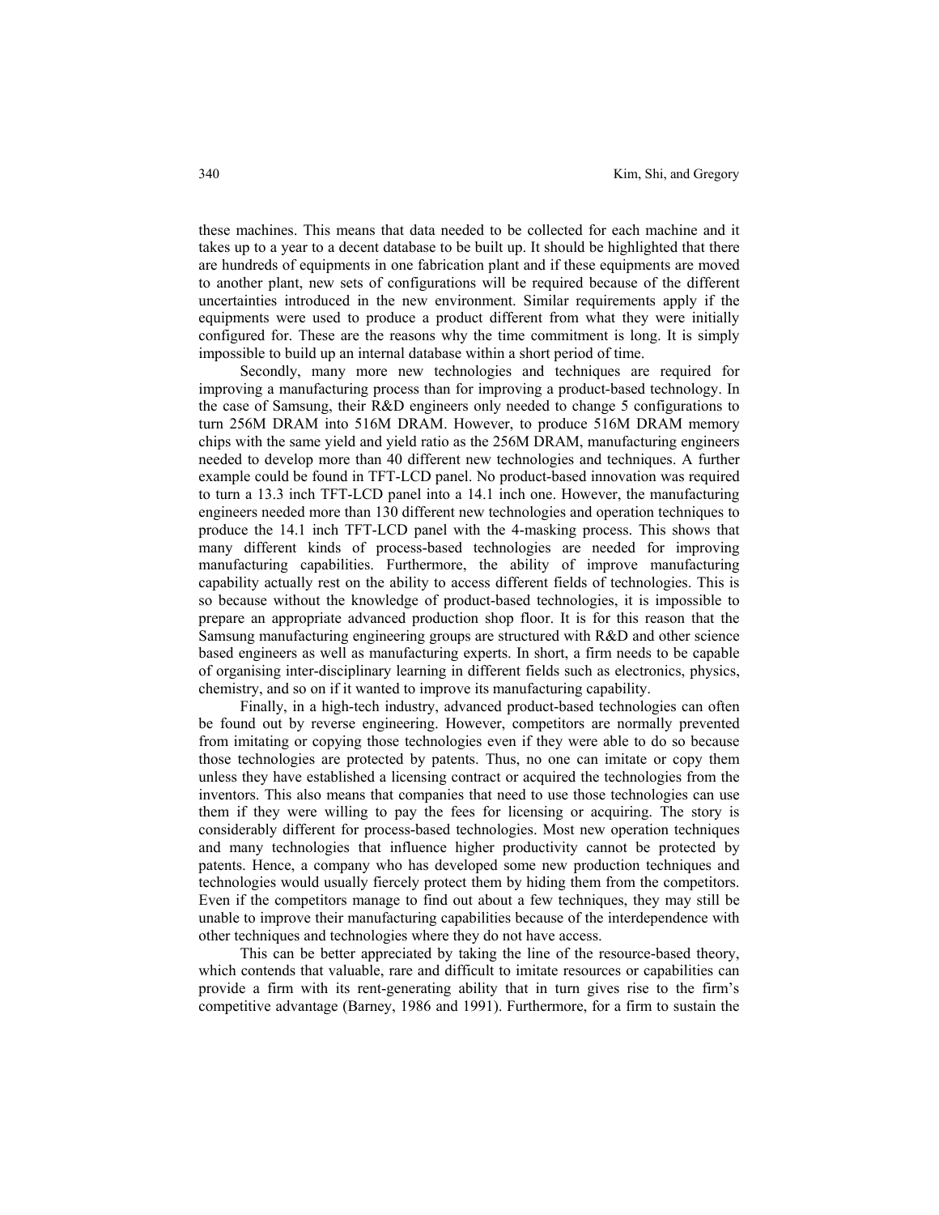these machines. This means that data needed to be collected for each machine and it takes up to a year to a decent database to be built up. It should be highlighted that there are hundreds of equipments in one fabrication plant and if these equipments are moved to another plant, new sets of configurations will be required because of the different uncertainties introduced in the new environment. Similar requirements apply if the equipments were used to produce a product different from what they were initially configured for. These are the reasons why the time commitment is long. It is simply impossible to build up an internal database within a short period of time.

Secondly, many more new technologies and techniques are required for improving a manufacturing process than for improving a product-based technology. In the case of Samsung, their R&D engineers only needed to change 5 configurations to turn 256M DRAM into 516M DRAM. However, to produce 516M DRAM memory chips with the same yield and yield ratio as the 256M DRAM, manufacturing engineers needed to develop more than 40 different new technologies and techniques. A further example could be found in TFT-LCD panel. No product-based innovation was required to turn a 13.3 inch TFT-LCD panel into a 14.1 inch one. However, the manufacturing engineers needed more than 130 different new technologies and operation techniques to produce the 14.1 inch TFT-LCD panel with the 4-masking process. This shows that many different kinds of process-based technologies are needed for improving manufacturing capabilities. Furthermore, the ability of improve manufacturing capability actually rest on the ability to access different fields of technologies. This is so because without the knowledge of product-based technologies, it is impossible to prepare an appropriate advanced production shop floor. It is for this reason that the Samsung manufacturing engineering groups are structured with R&D and other science based engineers as well as manufacturing experts. In short, a firm needs to be capable of organising inter-disciplinary learning in different fields such as electronics, physics, chemistry, and so on if it wanted to improve its manufacturing capability.

Finally, in a high-tech industry, advanced product-based technologies can often be found out by reverse engineering. However, competitors are normally prevented from imitating or copying those technologies even if they were able to do so because those technologies are protected by patents. Thus, no one can imitate or copy them unless they have established a licensing contract or acquired the technologies from the inventors. This also means that companies that need to use those technologies can use them if they were willing to pay the fees for licensing or acquiring. The story is considerably different for process-based technologies. Most new operation techniques and many technologies that influence higher productivity cannot be protected by patents. Hence, a company who has developed some new production techniques and technologies would usually fiercely protect them by hiding them from the competitors. Even if the competitors manage to find out about a few techniques, they may still be unable to improve their manufacturing capabilities because of the interdependence with other techniques and technologies where they do not have access.

This can be better appreciated by taking the line of the resource-based theory, which contends that valuable, rare and difficult to imitate resources or capabilities can provide a firm with its rent-generating ability that in turn gives rise to the firm's competitive advantage (Barney, 1986 and 1991). Furthermore, for a firm to sustain the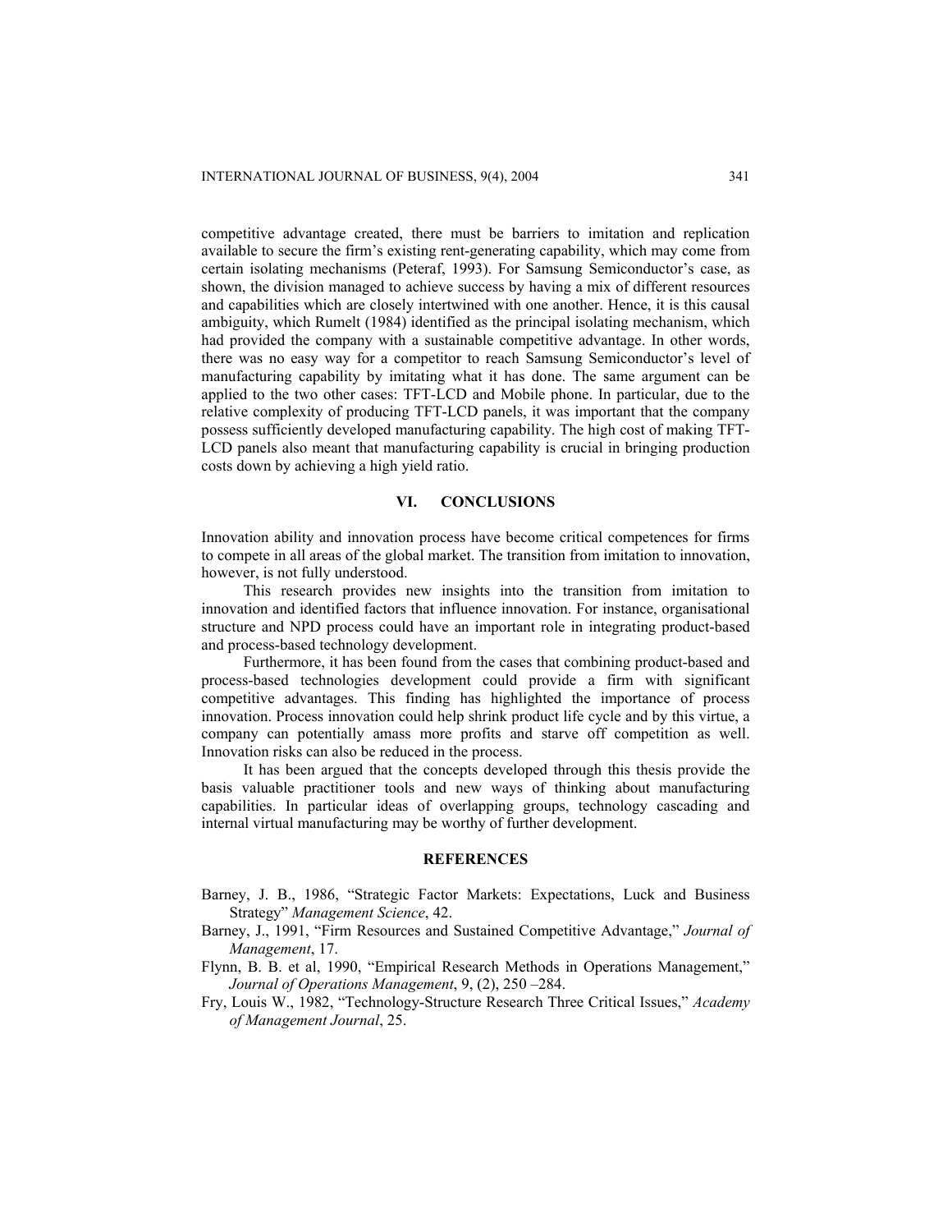competitive advantage created, there must be barriers to imitation and replication available to secure the firm's existing rent-generating capability, which may come from certain isolating mechanisms (Peteraf, 1993). For Samsung Semiconductor's case, as shown, the division managed to achieve success by having a mix of different resources and capabilities which are closely intertwined with one another. Hence, it is this causal ambiguity, which Rumelt (1984) identified as the principal isolating mechanism, which had provided the company with a sustainable competitive advantage. In other words, there was no easy way for a competitor to reach Samsung Semiconductor's level of manufacturing capability by imitating what it has done. The same argument can be applied to the two other cases: TFT-LCD and Mobile phone. In particular, due to the relative complexity of producing TFT-LCD panels, it was important that the company possess sufficiently developed manufacturing capability. The high cost of making TFT-LCD panels also meant that manufacturing capability is crucial in bringing production costs down by achieving a high yield ratio.

## VI. CONCLUSIONS

Innovation ability and innovation process have become critical competences for firms to compete in all areas of the global market. The transition from imitation to innovation, however, is not fully understood.

This research provides new insights into the transition from imitation to innovation and identified factors that influence innovation. For instance, organisational structure and NPD process could have an important role in integrating product-based and process-based technology development.

Furthermore, it has been found from the cases that combining product-based and process-based technologies development could provide a firm with significant competitive advantages. This finding has highlighted the importance of process innovation. Process innovation could help shrink product life cycle and by this virtue, a company can potentially amass more profits and starve off competition as well. Innovation risks can also be reduced in the process.

It has been argued that the concepts developed through this thesis provide the basis valuable practitioner tools and new ways of thinking about manufacturing capabilities. In particular ideas of overlapping groups, technology cascading and internal virtual manufacturing may be worthy of further development.

## REFERENCES

Barney, J. B., 1986, "Strategic Factor Markets: Expectations, Luck and Business Strategy" *Management Science*, 42.

Barney, J., 1991, "Firm Resources and Sustained Competitive Advantage," *Journal of Management*, 17.

Flynn, B. B. et al, 1990, "Empirical Research Methods in Operations Management," *Journal of Operations Management*, 9, (2), 250 –284.

Fry, Louis W., 1982, "Technology-Structure Research Three Critical Issues," *Academy of Management Journal*, 25.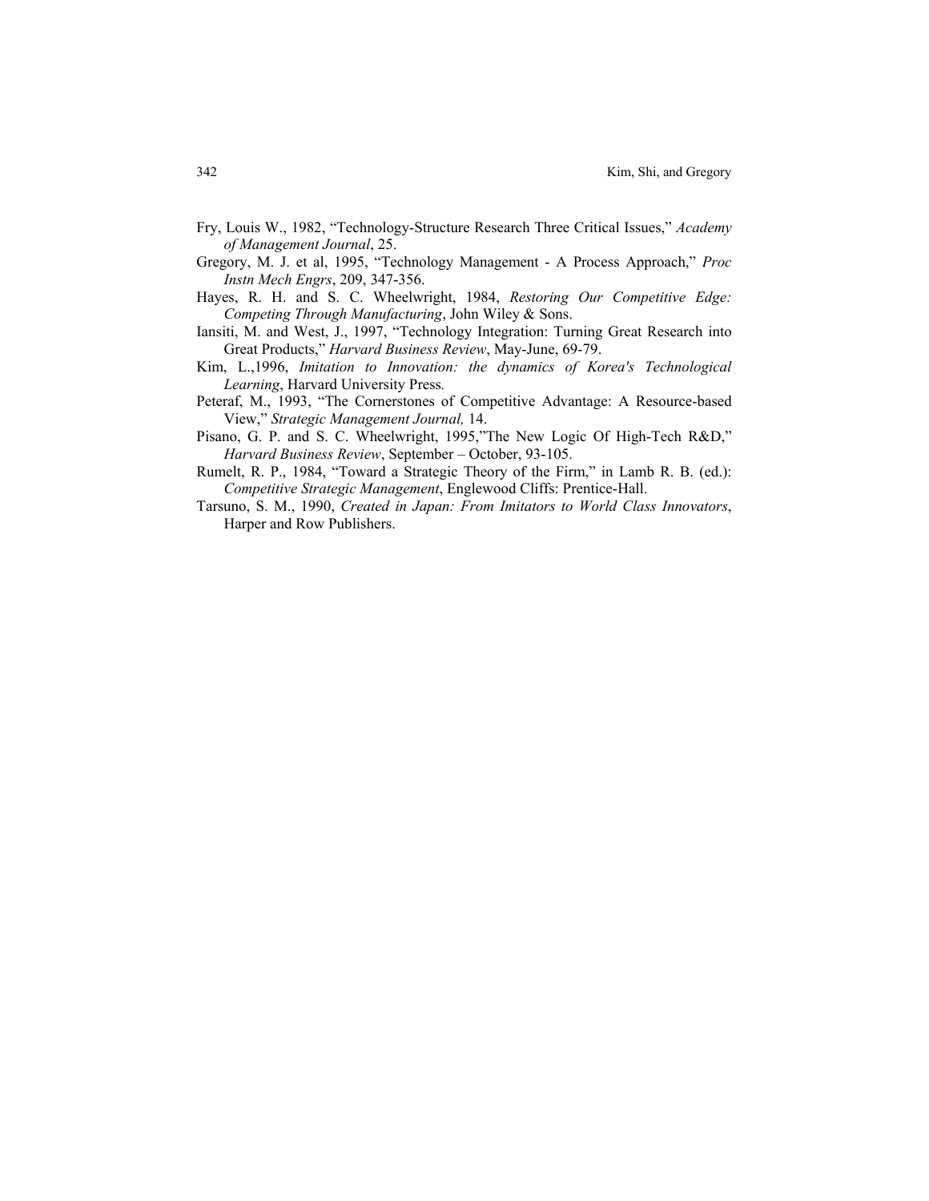Fry, Louis W., 1982, "Technology-Structure Research Three Critical Issues," *Academy of Management Journal*, 25.

Gregory, M. J. et al, 1995, "Technology Management - A Process Approach," *Proc Instn Mech Engrs*, 209, 347-356.

Hayes, R. H. and S. C. Wheelwright, 1984, *Restoring Our Competitive Edge: Competing Through Manufacturing*, John Wiley & Sons.

Iansiti, M. and West, J., 1997, "Technology Integration: Turning Great Research into Great Products," *Harvard Business Review*, May-June, 69-79.

Kim, L.,1996, *Imitation to Innovation: the dynamics of Korea's Technological Learning*, Harvard University Press.

Peteraf, M., 1993, "The Cornerstones of Competitive Advantage: A Resource-based View," *Strategic Management Journal,* 14.

Pisano, G. P. and S. C. Wheelwright, 1995,"The New Logic Of High-Tech R&D," *Harvard Business Review*, September – October, 93-105.

Rumelt, R. P., 1984, "Toward a Strategic Theory of the Firm," in Lamb R. B. (ed.): *Competitive Strategic Management*, Englewood Cliffs: Prentice-Hall.

Tarsuno, S. M., 1990, *Created in Japan: From Imitators to World Class Innovators*, Harper and Row Publishers.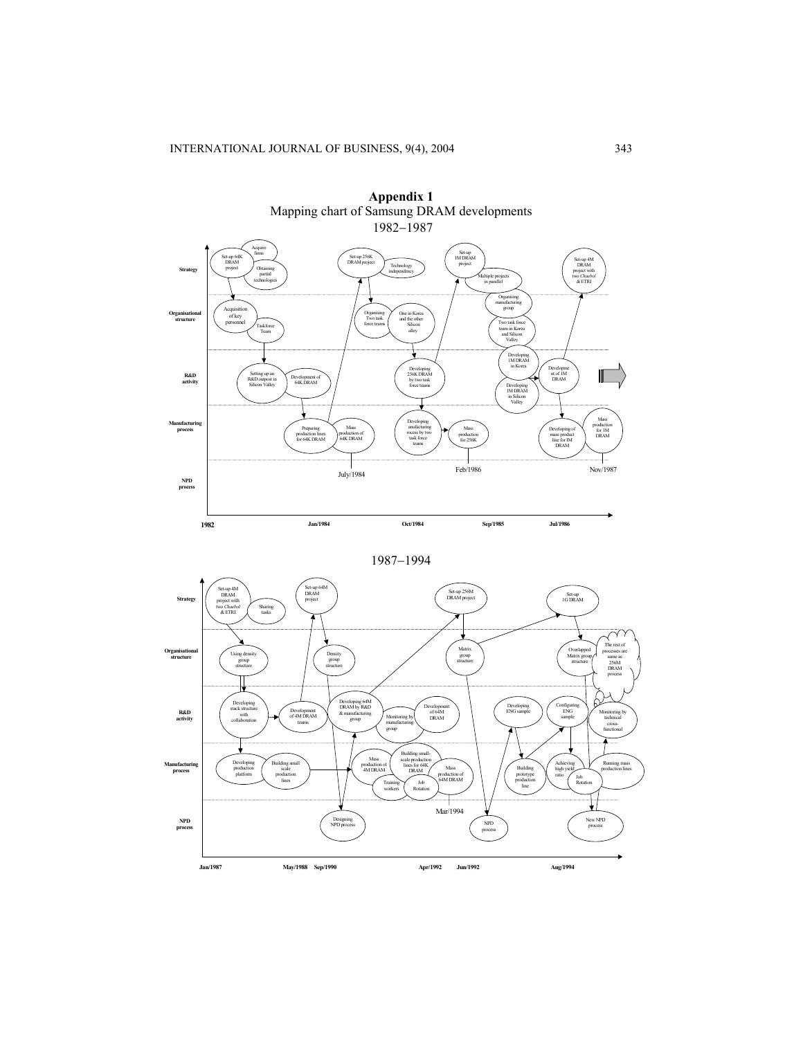# Appendix 1

Mapping chart of Samsung DRAM developments

1982–1987

Strategy: Set-up 64K DRAM project; Acquire firms; Obtaining partial technologies; Set-up 256K DRAM project; Technology independency; Set-up 1M DRAM project; Multiple projects in parallel; Set-up 4M DRAM project with two *Chaebol* & ETRI

Organisational structure: Acquisition of key personnel; Taskforce Team; Organising Two task force teams; One in Korea and the other Silicon alley; Organising manufacturing group; Two task force team in Korea and Silicon Valley

R&D activity: Setting up an R&D outpost in Silicon Valley; Development of 64K DRAM; Developing 256K DRAM by two task force teams; Developing 1M DRAM in Korea; Developing 1M DRAM in Silicon Valley; Development of 1M DRAM

Manufacturing process: Preparing production lines for 64K DRAM; Mass production of 64K DRAM; Developing anufacturing rocess by two task force teams; Mass production for 256K; Developing of mass product line for 1M DRAM; Mass production for 1M DRAM

NPD process

July/1984 · Feb/1986 · Nov/1987

1982 · Jan/1984 · Oct/1984 · Sep/1985 · Jul/1986

1987–1994

Strategy: Set-up 4M DRAM project with two *Chaebol* & ETRI; Sharing tasks; Set-up 64M DRAM project; Set-up 256M DRAM project; Set-up 1G DRAM

Organisational structure: Using density group structure; Density group structure; Matrix group structure; Overlapped Matrix group structure; The rest of processes are same as 256M DRAM process

R&D activity: Developing stack structure with collaboration; Development of 4M DRAM teams; Developing 64M DRAM by R&D & manufacturing group; Monitoring by manufacturing group; Development of 64M DRAM; Developing ENG sample; Configuring ENG sample; Monitoring by technical cross-functional

Manufacturing process: Developing production platform; Building small scale production lines; Mass production of 4M DRAM; Building small-scale production lines for 64K DRAM; Training workers; Job Rotation; Mass production of 64M DRAM; Building prototype production line; Achieving high yield ratio; Job Rotation; Running mass production lines

NPD process: Designing NPD process; NPD process; New NPD process

Mar/1994

Jan/1987 · May/1988 · Sep/1990 · Apr/1992 · Jun/1992 · Aug/1994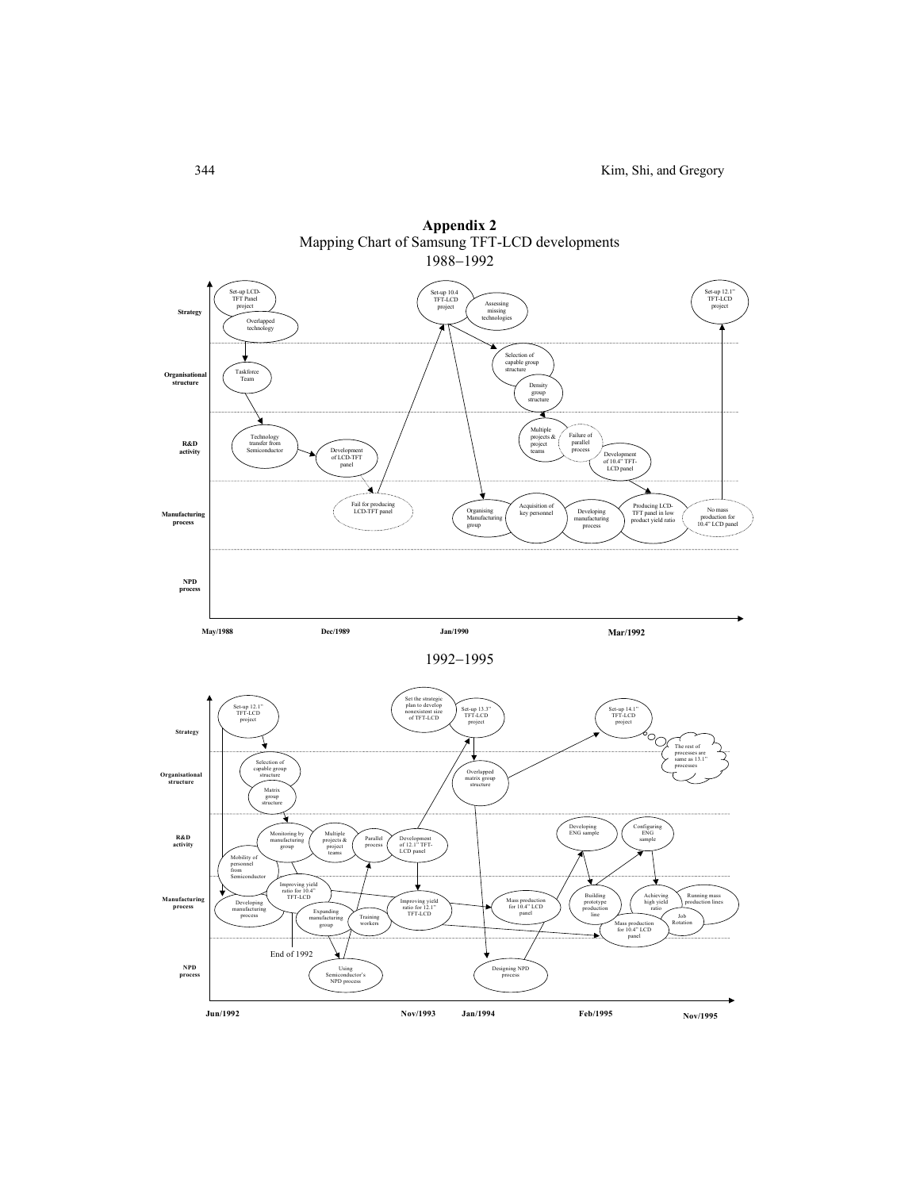# Appendix 2

Mapping Chart of Samsung TFT-LCD developments

1988–1992

Strategy: Set-up LCD-TFT Panel project; Overlapped technology; Set-up 10.4 TFT-LCD project; Assessing missing technologies; Set-up 12.1" TFT-LCD project

Organisational structure: Taskforce Team; Selection of capable group structure; Density group structure

R&D activity: Technology transfer from Semiconductor; Development of LCD-TFT panel; Multiple projects & project teams; Failure of parallel process; Development of 10.4" TFT-LCD panel

Manufacturing process: Fail for producing LCD-TFT panel; Organising Manufacturing group; Acquisition of key personnel; Developing manufacturing process; Producing LCD-TFT panel in low product yield ratio; No mass production for 10.4" LCD panel

NPD process

May/1988 — Dec/1989 — Jan/1990 — Mar/1992

1992–1995

Strategy: Set-up 12.1" TFT-LCD project; Set the strategic plan to develop nonexistent size of TFT-LCD; Set-up 13.3" TFT-LCD project; Set-up 14.1" TFT-LCD project; The rest of processes are same as 13.1" processes

Organisational structure: Selection of capable group structure; Matrix group structure; Overlapped matrix group structure

R&D activity: Monitoring by manufacturing group; Multiple projects & project teams; Parallel process; Development of 12.1" TFT-LCD panel; Developing ENG sample; Configuring ENG sample

Manufacturing process: Mobility of personnel from Semiconductor; Developing manufacturing process; Improving yield ratio for 10.4" TFT-LCD; Expanding manufacturing group; Training workers; Improving yield ratio for 12.1" TFT-LCD; Mass production for 10.4" LCD panel; Building prototype production line; Achieving high yield ratio; Running mass production lines; Job Rotation; Mass production for 10.4" LCD panel

End of 1992

NPD process: Using Semiconductor's NPD process; Designing NPD process

Jun/1992 — Nov/1993 — Jan/1994 — Feb/1995 — Nov/1995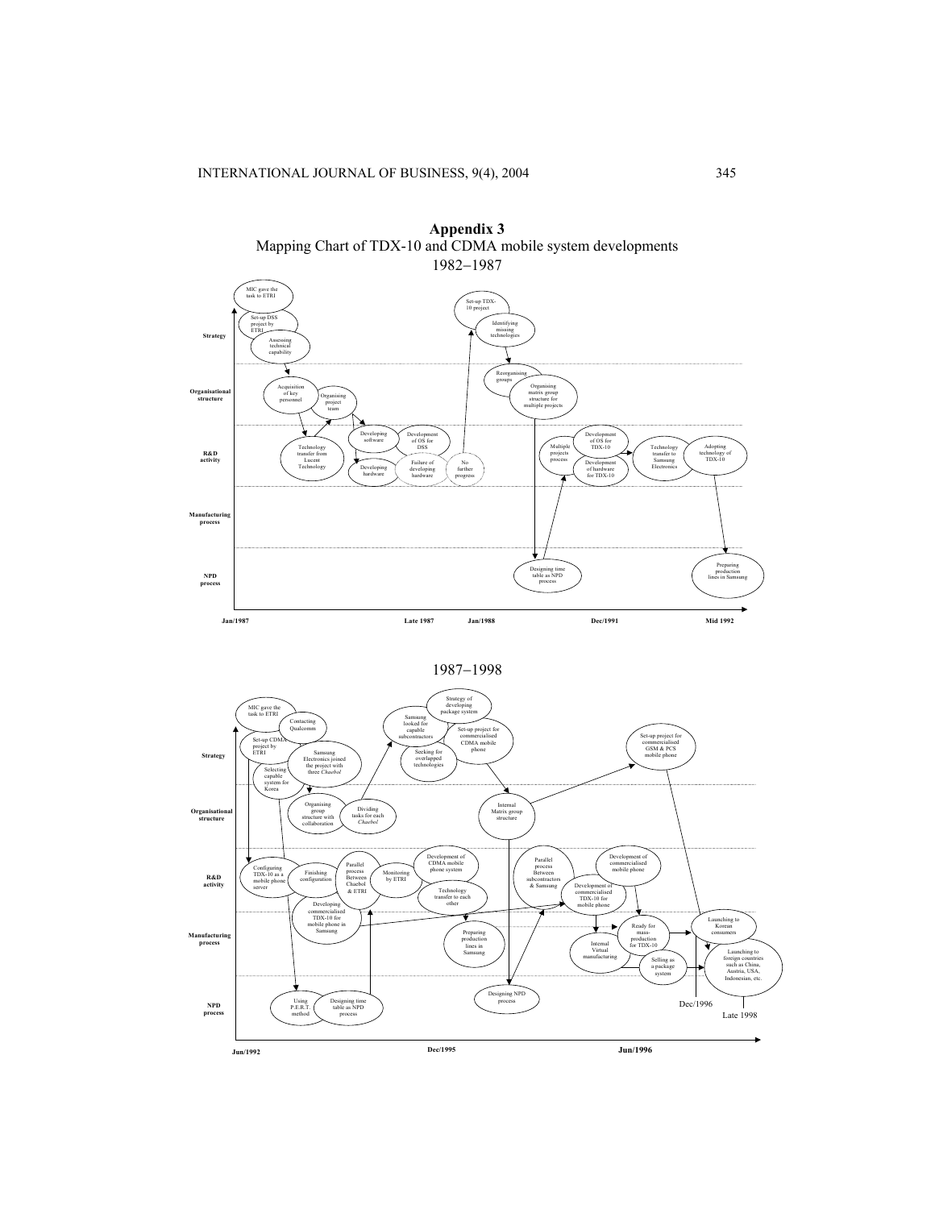## Appendix 3

Mapping Chart of TDX-10 and CDMA mobile system developments

1982–1987

Strategy: MIC gave the task to ETRI; Set-up DSS project by ETRI; Assessing technical capability; Set-up TDX-10 project; Identifying missing technologies

Organisational structure: Acquisition of key personnel; Organising project team; Reorganising groups; Organising matrix group structure for multiple projects

R&D activity: Technology transfer from Lucent Technology; Developing software; Developing hardware; Development of OS for DSS; Failure of developing hardware; No further progress; Multiple projects process; Development of OS for TDX-10; Development of hardware for TDX-10; Technology transfer to Samsung Electronics; Adopting technology of TDX-10

Manufacturing process

NPD process: Designing time table as NPD process; Preparing production lines in Samsung

Jan/1987 — Late 1987 — Jan/1988 — Dec/1991 — Mid 1992

1987–1998

Strategy: MIC gave the task to ETRI; Contacting Qualcomm; Set-up CDMA project by ETRI; Samsung Electronics joined the project with three *Chaebol*; Selecting capable system for Korea; Strategy of developing package system; Samsung looked for capable subcontractors; Set-up project for commercialised CDMA mobile phone; Seeking for overlapped technologies; Set-up project for commercialised GSM & PCS mobile phone

Organisational structure: Organising group structure with collaboration; Dividing tasks for each *Chaebol*; Internal Matrix group structure

R&D activity: Configuring TDX-10 as a mobile phone server; Finishing configuration; Parallel process Between Chaebol & ETRI; Monitoring by ETRI; Development of CDMA mobile phone system; Technology transfer to each other; Developing commercialised TDX-10 for mobile phone in Samsung; Parallel process Between subcontractors & Samsung; Development of commercialised mobile phone; Development of commercialised TDX-10 for mobile phone

Manufacturing process: Preparing production lines in Samsung; Internal Virtual manufacturing; Ready for mass-production for TDX-10; Selling as a package system; Launching to Korean consumers; Launching to foreign countries such as China, Austria, USA, Indonesian, etc.

NPD process: Using P.E.R.T. method; Designing time table as NPD process; Designing NPD process

Jun/1992 — Dec/1995 — Jun/1996 — Dec/1996 — Late 1998